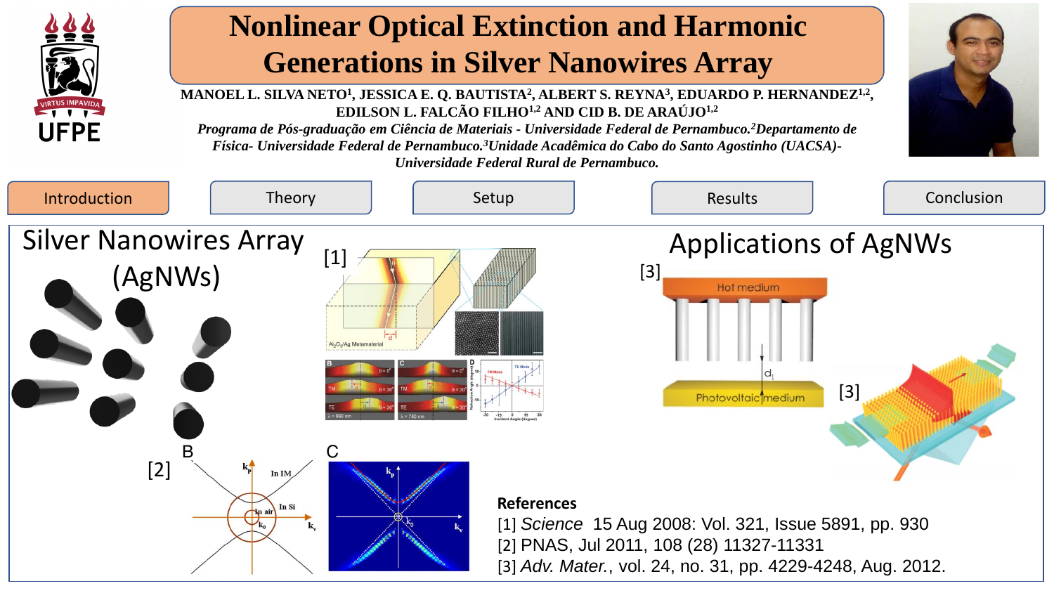# Nonlinear Optical Extinction and Harmonic Generations in Silver Nanowires Array

MANOEL L. SILVA NETO[1], JESSICA E. Q. BAUTISTA[2], ALBERT S. REYNA[3], EDUARDO P. HERNANDEZ[1,2], EDILSON L. FALCÃO FILHO[1,2] AND CID B. DE ARAÚJO[1,2]

*Programa de Pós-graduação em Ciência de Materiais - Universidade Federal de Pernambuco.[2]Departamento de Física- Universidade Federal de Pernambuco.[3]Unidade Acadêmica do Cabo do Santo Agostinho (UACSA)- Universidade Federal Rural de Pernambuco.*

Introduction | Theory | Setup | Results | Conclusion

## Silver Nanowires Array (AgNWs)

[1]

[2]

## Applications of AgNWs

[3]

[3]

**References**

[1] *Science* 15 Aug 2008: Vol. 321, Issue 5891, pp. 930

[2] PNAS, Jul 2011, 108 (28) 11327-11331

[3] *Adv. Mater.*, vol. 24, no. 31, pp. 4229-4248, Aug. 2012.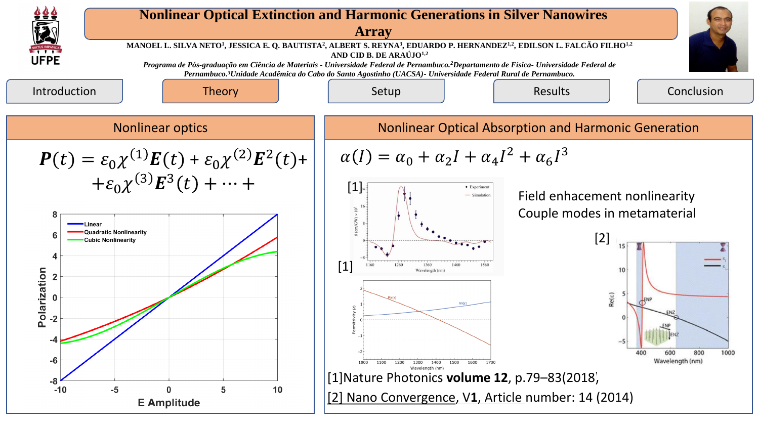# Nonlinear Optical Extinction and Harmonic Generations in Silver Nanowires Array

**MANOEL L. SILVA NETO[1], JESSICA E. Q. BAUTISTA[2], ALBERT S. REYNA[3], EDUARDO P. HERNANDEZ[1,2], EDILSON L. FALCÃO FILHO[1,2] AND CID B. DE ARAÚJO[1,2]**

*Programa de Pós-graduação em Ciência de Materiais - Universidade Federal de Pernambuco.[2]Departamento de Física- Universidade Federal de Pernambuco.[3]Unidade Acadêmica do Cabo do Santo Agostinho (UACSA)- Universidade Federal Rural de Pernambuco.*

Introduction | Theory | Setup | Results | Conclusion

## Nonlinear optics

$$\boldsymbol{P}(t) = \varepsilon_0 \chi^{(1)} \boldsymbol{E}(t) + \varepsilon_0 \chi^{(2)} \boldsymbol{E}^2(t) + $$
$$+ \varepsilon_0 \chi^{(3)} \boldsymbol{E}^3(t) + \cdots +$$

## Nonlinear Optical Absorption and Harmonic Generation

$$\alpha(I) = \alpha_0 + \alpha_2 I + \alpha_4 I^2 + \alpha_6 I^3$$

Field enhacement nonlinearity
Couple modes in metamaterial

[1]Nature Photonics **volume 12**, p.79–83(2018)

[2] Nano Convergence, V**1**, Article number: 14 (2014)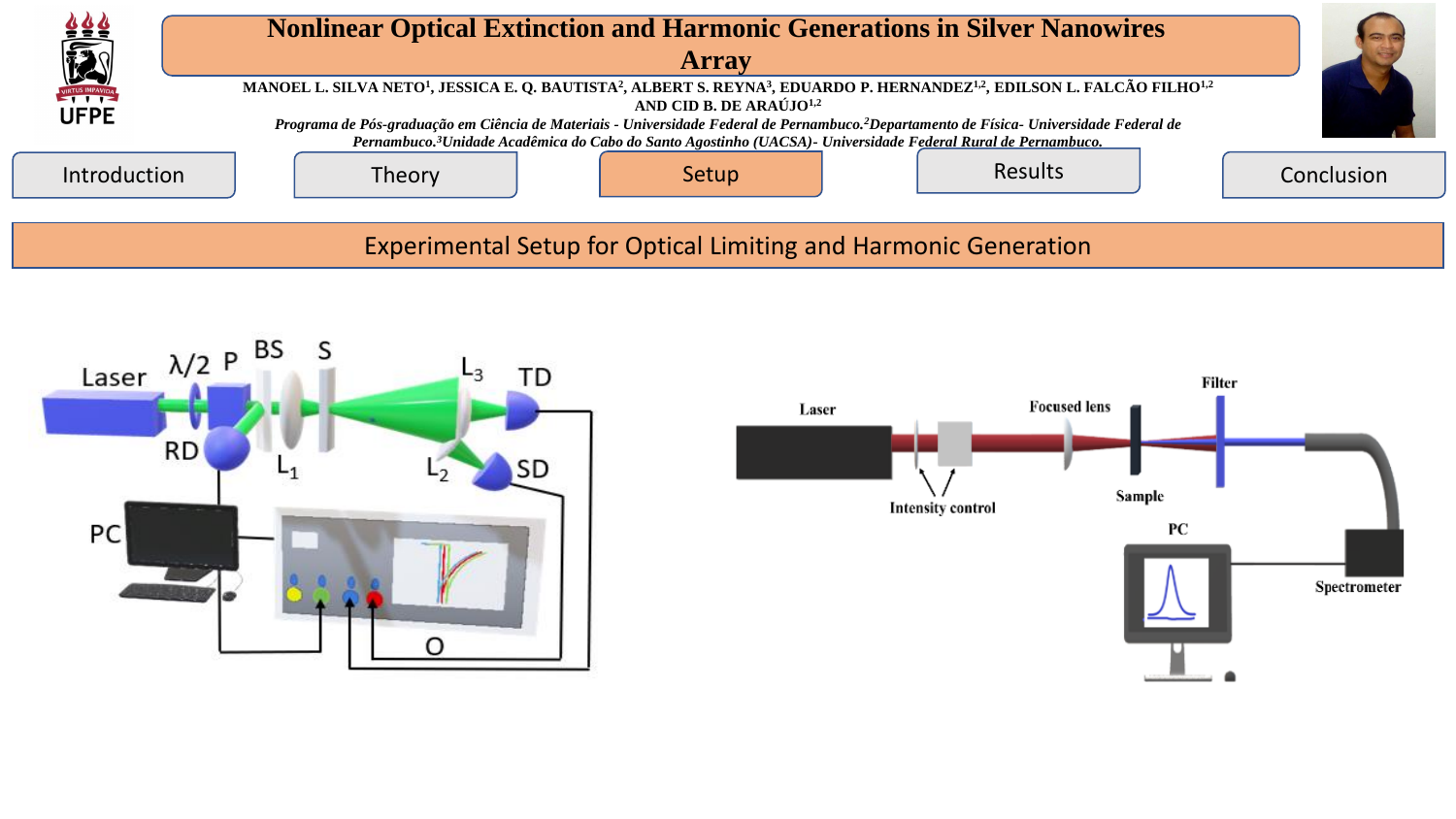# Nonlinear Optical Extinction and Harmonic Generations in Silver Nanowires Array

MANOEL L. SILVA NETO[1], JESSICA E. Q. BAUTISTA[2], ALBERT S. REYNA[3], EDUARDO P. HERNANDEZ[1,2], EDILSON L. FALCÃO FILHO[1,2] AND CID B. DE ARAÚJO[1,2]

*Programa de Pós-graduação em Ciência de Materiais - Universidade Federal de Pernambuco.[2]Departamento de Física- Universidade Federal de Pernambuco.[3]Unidade Acadêmica do Cabo do Santo Agostinho (UACSA)- Universidade Federal Rural de Pernambuco.*

Introduction | Theory | Setup | Results | Conclusion

## Experimental Setup for Optical Limiting and Harmonic Generation

Laser, $\lambda/2$, P, BS, S, $L_3$, TD, RD, $L_1$, $L_2$, SD, PC, O

Laser, Intensity control, Focused lens, Sample, Filter, PC, Spectrometer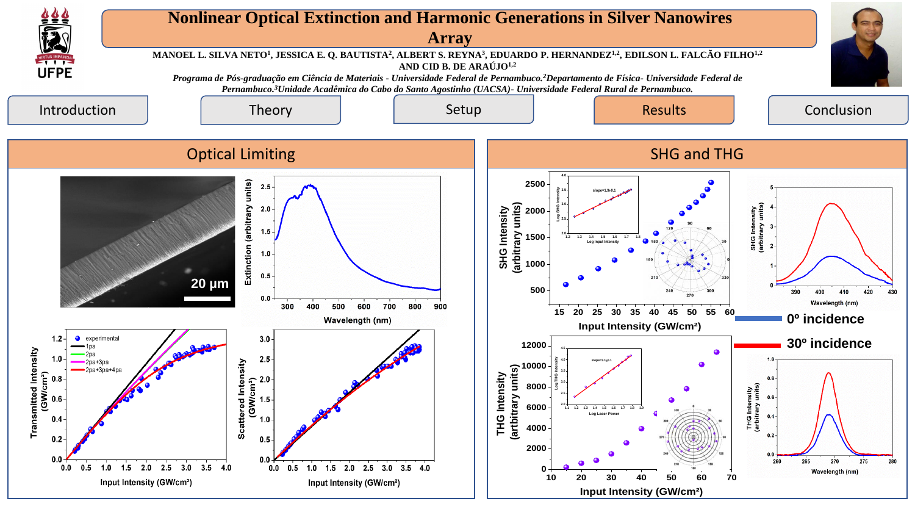# Nonlinear Optical Extinction and Harmonic Generations in Silver Nanowires Array

**MANOEL L. SILVA NETO[1], JESSICA E. Q. BAUTISTA[2], ALBERT S. REYNA[3], EDUARDO P. HERNANDEZ[1,2], EDILSON L. FALCÃO FILHO[1,2] AND CID B. DE ARAÚJO[1,2]**

*Programa de Pós-graduação em Ciência de Materiais - Universidade Federal de Pernambuco.[2]Departamento de Física- Universidade Federal de Pernambuco.[3]Unidade Acadêmica do Cabo do Santo Agostinho (UACSA)- Universidade Federal Rural de Pernambuco.*

Introduction | Theory | Setup | Results | Conclusion

## Optical Limiting

20 µm

Extinction (arbitrary units) vs. Wavelength (nm)

Transmitted Intensity (GW/cm²) vs. Input Intensity (GW/cm²) — experimental, 1pa, 2pa, 2pa+3pa, 2pa+3pa+4pa

Scattered Intensity (GW/cm²) vs. Input Intensity (GW/cm²)

## SHG and THG

SHG Intensity (arbitrary units) vs. Input Intensity (GW/cm²) — inset: slope=1.9±0.1

THG Intensity (arbitrary units) vs. Input Intensity (GW/cm²) — inset: slope=3.1±0.1

SHG Intensity (arbitrary units) vs. Wavelength (nm)

THG Intensity (arbitrary units) vs. Wavelength (nm)

0º incidence

30º incidence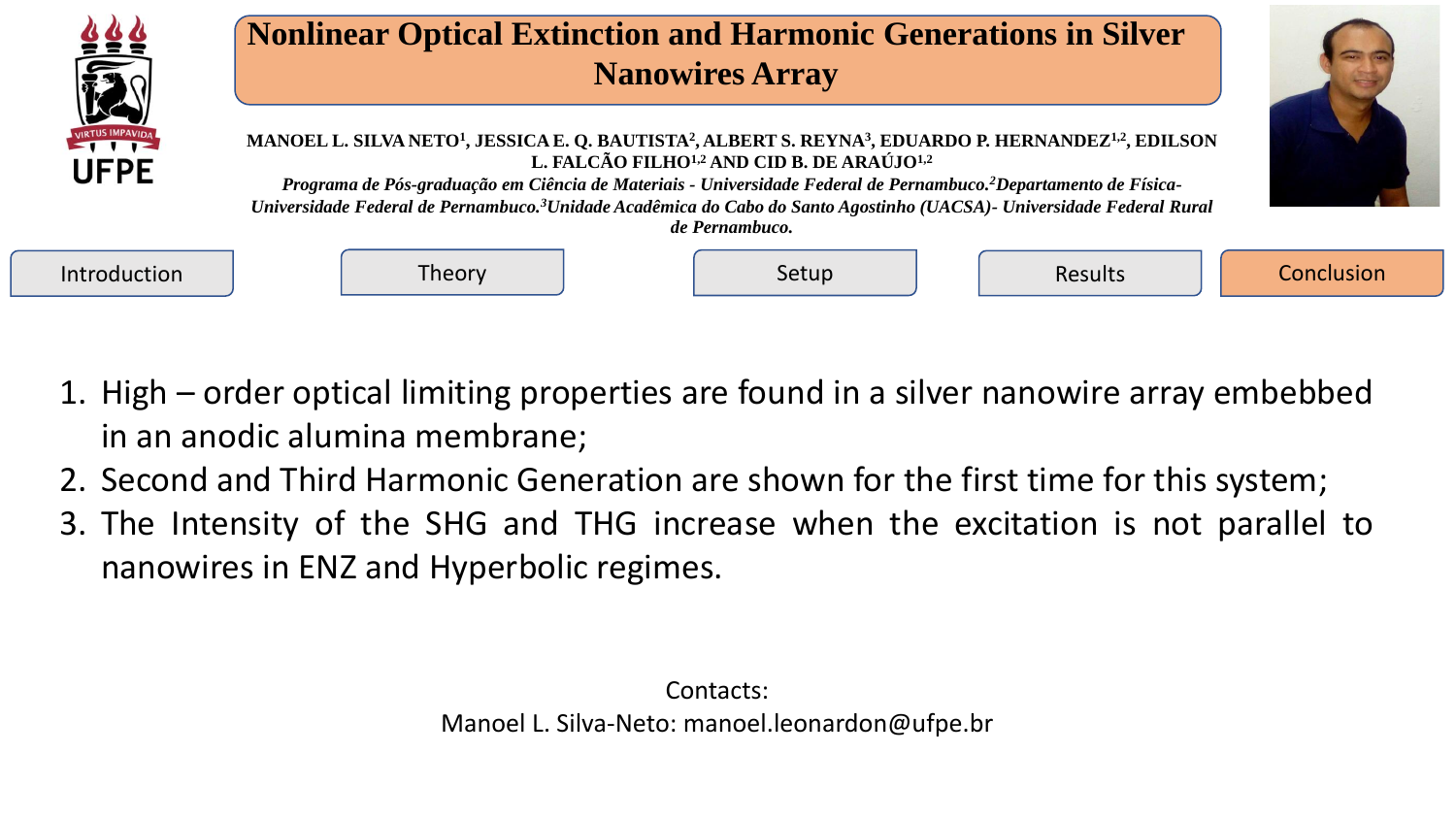# Nonlinear Optical Extinction and Harmonic Generations in Silver Nanowires Array

**MANOEL L. SILVA NETO[1], JESSICA E. Q. BAUTISTA[2], ALBERT S. REYNA[3], EDUARDO P. HERNANDEZ[1,2], EDILSON L. FALCÃO FILHO[1,2] AND CID B. DE ARAÚJO[1,2]**

***Programa de Pós-graduação em Ciência de Materiais - Universidade Federal de Pernambuco.[2]Departamento de Física-Universidade Federal de Pernambuco.[3]Unidade Acadêmica do Cabo do Santo Agostinho (UACSA)- Universidade Federal Rural de Pernambuco.***

Introduction | Theory | Setup | Results | Conclusion

1. High – order optical limiting properties are found in a silver nanowire array embebbed in an anodic alumina membrane;
2. Second and Third Harmonic Generation are shown for the first time for this system;
3. The Intensity of the SHG and THG increase when the excitation is not parallel to nanowires in ENZ and Hyperbolic regimes.

Contacts:
Manoel L. Silva-Neto: manoel.leonardon@ufpe.br